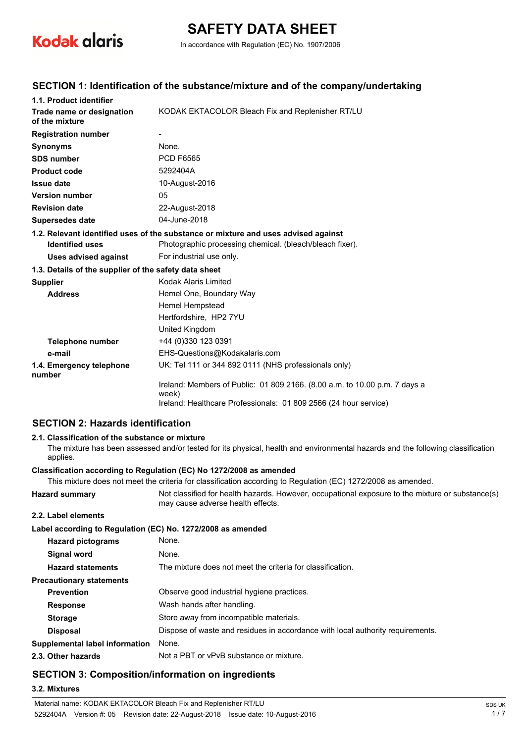Kodak alaris

# SAFETY DATA SHEET

In accordance with Regulation (EC) No. 1907/2006

## SECTION 1: Identification of the substance/mixture and of the company/undertaking

**1.1. Product identifier**

| | |
|---|---|
| **Trade name or designation of the mixture** | KODAK EKTACOLOR Bleach Fix and Replenisher RT/LU |
| **Registration number** | - |
| **Synonyms** | None. |
| **SDS number** | PCD F6565 |
| **Product code** | 5292404A |
| **Issue date** | 10-August-2016 |
| **Version number** | 05 |
| **Revision date** | 22-August-2018 |
| **Supersedes date** | 04-June-2018 |

**1.2. Relevant identified uses of the substance or mixture and uses advised against**

| | |
|---|---|
| **Identified uses** | Photographic processing chemical. (bleach/bleach fixer). |
| **Uses advised against** | For industrial use only. |

**1.3. Details of the supplier of the safety data sheet**

| | |
|---|---|
| **Supplier** | Kodak Alaris Limited |
| **Address** | Hemel One, Boundary Way<br>Hemel Hempstead<br>Hertfordshire, HP2 7YU<br>United Kingdom |
| **Telephone number** | +44 (0)330 123 0391 |
| **e-mail** | EHS-Questions@Kodakalaris.com |
| **1.4. Emergency telephone number** | UK: Tel 111 or 344 892 0111 (NHS professionals only)<br>Ireland: Members of Public: 01 809 2166. (8.00 a.m. to 10.00 p.m. 7 days a week)<br>Ireland: Healthcare Professionals: 01 809 2566 (24 hour service) |

## SECTION 2: Hazards identification

**2.1. Classification of the substance or mixture**

The mixture has been assessed and/or tested for its physical, health and environmental hazards and the following classification applies.

**Classification according to Regulation (EC) No 1272/2008 as amended**

This mixture does not meet the criteria for classification according to Regulation (EC) 1272/2008 as amended.

| | |
|---|---|
| **Hazard summary** | Not classified for health hazards. However, occupational exposure to the mixture or substance(s) may cause adverse health effects. |

**2.2. Label elements**

**Label according to Regulation (EC) No. 1272/2008 as amended**

| | |
|---|---|
| **Hazard pictograms** | None. |
| **Signal word** | None. |
| **Hazard statements** | The mixture does not meet the criteria for classification. |
| **Precautionary statements** | |
| **Prevention** | Observe good industrial hygiene practices. |
| **Response** | Wash hands after handling. |
| **Storage** | Store away from incompatible materials. |
| **Disposal** | Dispose of waste and residues in accordance with local authority requirements. |
| **Supplemental label information** | None. |
| **2.3. Other hazards** | Not a PBT or vPvB substance or mixture. |

## SECTION 3: Composition/information on ingredients

**3.2. Mixtures**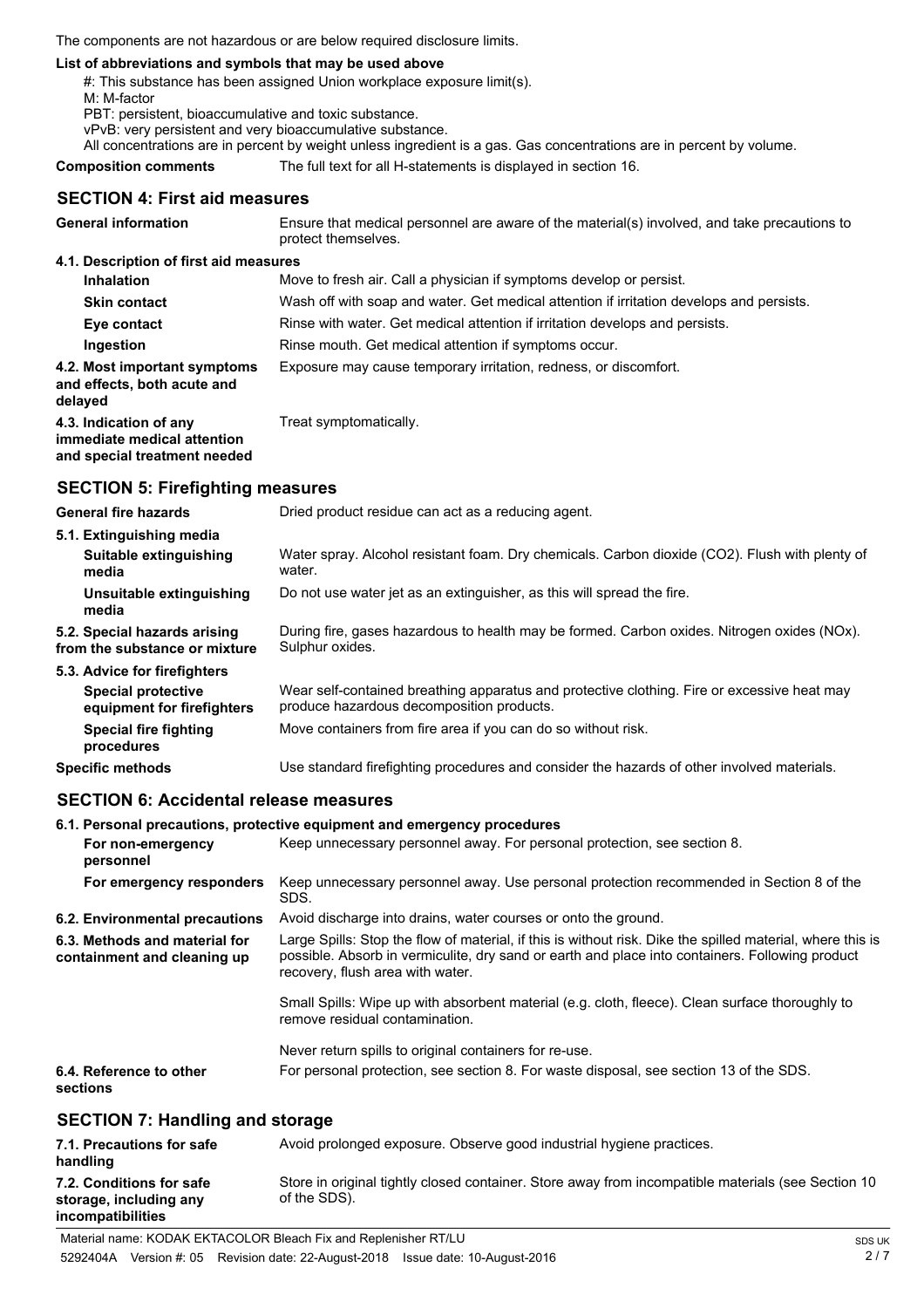The components are not hazardous or are below required disclosure limits.

**List of abbreviations and symbols that may be used above**

#: This substance has been assigned Union workplace exposure limit(s).
M: M-factor
PBT: persistent, bioaccumulative and toxic substance.
vPvB: very persistent and very bioaccumulative substance.
All concentrations are in percent by weight unless ingredient is a gas. Gas concentrations are in percent by volume.

**Composition comments** The full text for all H-statements is displayed in section 16.

## SECTION 4: First aid measures

**General information** Ensure that medical personnel are aware of the material(s) involved, and take precautions to protect themselves.

**4.1. Description of first aid measures**

**Inhalation** Move to fresh air. Call a physician if symptoms develop or persist.

**Skin contact** Wash off with soap and water. Get medical attention if irritation develops and persists.

**Eye contact** Rinse with water. Get medical attention if irritation develops and persists.

**Ingestion** Rinse mouth. Get medical attention if symptoms occur.

**4.2. Most important symptoms and effects, both acute and delayed** Exposure may cause temporary irritation, redness, or discomfort.

**4.3. Indication of any immediate medical attention and special treatment needed** Treat symptomatically.

## SECTION 5: Firefighting measures

**General fire hazards** Dried product residue can act as a reducing agent.

**5.1. Extinguishing media**

**Suitable extinguishing media** Water spray. Alcohol resistant foam. Dry chemicals. Carbon dioxide ($CO_2$). Flush with plenty of water.

**Unsuitable extinguishing media** Do not use water jet as an extinguisher, as this will spread the fire.

**5.2. Special hazards arising from the substance or mixture** During fire, gases hazardous to health may be formed. Carbon oxides. Nitrogen oxides (NOx). Sulphur oxides.

**5.3. Advice for firefighters**

**Special protective equipment for firefighters** Wear self-contained breathing apparatus and protective clothing. Fire or excessive heat may produce hazardous decomposition products.

**Special fire fighting procedures** Move containers from fire area if you can do so without risk.

**Specific methods** Use standard firefighting procedures and consider the hazards of other involved materials.

## SECTION 6: Accidental release measures

**6.1. Personal precautions, protective equipment and emergency procedures**

**For non-emergency personnel** Keep unnecessary personnel away. For personal protection, see section 8.

**For emergency responders** Keep unnecessary personnel away. Use personal protection recommended in Section 8 of the SDS.

**6.2. Environmental precautions** Avoid discharge into drains, water courses or onto the ground.

**6.3. Methods and material for containment and cleaning up** Large Spills: Stop the flow of material, if this is without risk. Dike the spilled material, where this is possible. Absorb in vermiculite, dry sand or earth and place into containers. Following product recovery, flush area with water.

Small Spills: Wipe up with absorbent material (e.g. cloth, fleece). Clean surface thoroughly to remove residual contamination.

Never return spills to original containers for re-use.

**6.4. Reference to other sections** For personal protection, see section 8. For waste disposal, see section 13 of the SDS.

## SECTION 7: Handling and storage

**7.1. Precautions for safe handling** Avoid prolonged exposure. Observe good industrial hygiene practices.

**7.2. Conditions for safe storage, including any incompatibilities** Store in original tightly closed container. Store away from incompatible materials (see Section 10 of the SDS).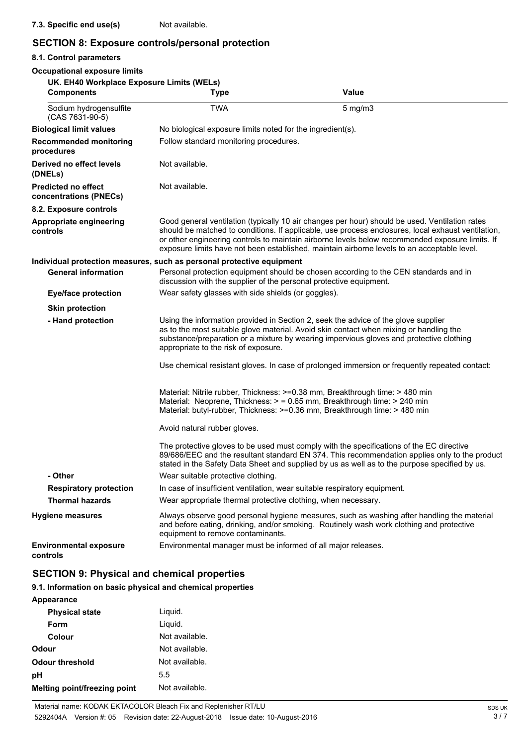**7.3. Specific end use(s)** Not available.

## SECTION 8: Exposure controls/personal protection

### 8.1. Control parameters

**Occupational exposure limits**

**UK. EH40 Workplace Exposure Limits (WELs)**

| Components | Type | Value |
| --- | --- | --- |
| Sodium hydrogensulfite (CAS 7631-90-5) | TWA | 5 mg/m3 |

**Biological limit values** No biological exposure limits noted for the ingredient(s).

**Recommended monitoring procedures** Follow standard monitoring procedures.

**Derived no effect levels (DNELs)** Not available.

**Predicted no effect concentrations (PNECs)** Not available.

### 8.2. Exposure controls

**Appropriate engineering controls** Good general ventilation (typically 10 air changes per hour) should be used. Ventilation rates should be matched to conditions. If applicable, use process enclosures, local exhaust ventilation, or other engineering controls to maintain airborne levels below recommended exposure limits. If exposure limits have not been established, maintain airborne levels to an acceptable level.

**Individual protection measures, such as personal protective equipment**

**General information** Personal protection equipment should be chosen according to the CEN standards and in discussion with the supplier of the personal protective equipment.

**Eye/face protection** Wear safety glasses with side shields (or goggles).

**Skin protection**

**- Hand protection** Using the information provided in Section 2, seek the advice of the glove supplier as to the most suitable glove material. Avoid skin contact when mixing or handling the substance/preparation or a mixture by wearing impervious gloves and protective clothing appropriate to the risk of exposure.

Use chemical resistant gloves. In case of prolonged immersion or frequently repeated contact:

Material: Nitrile rubber, Thickness: >=0.38 mm, Breakthrough time: > 480 min
Material: Neoprene, Thickness: > = 0.65 mm, Breakthrough time: > 240 min
Material: butyl-rubber, Thickness: >=0.36 mm, Breakthrough time: > 480 min

Avoid natural rubber gloves.

The protective gloves to be used must comply with the specifications of the EC directive 89/686/EEC and the resultant standard EN 374. This recommendation applies only to the product stated in the Safety Data Sheet and supplied by us as well as to the purpose specified by us.

**- Other** Wear suitable protective clothing.

**Respiratory protection** In case of insufficient ventilation, wear suitable respiratory equipment.

**Thermal hazards** Wear appropriate thermal protective clothing, when necessary.

**Hygiene measures** Always observe good personal hygiene measures, such as washing after handling the material and before eating, drinking, and/or smoking. Routinely wash work clothing and protective equipment to remove contaminants.

**Environmental exposure controls** Environmental manager must be informed of all major releases.

## SECTION 9: Physical and chemical properties

### 9.1. Information on basic physical and chemical properties

**Appearance**

**Physical state** Liquid.

**Form** Liquid.

**Colour** Not available.

**Odour** Not available.

**Odour threshold** Not available.

**pH** 5.5

**Melting point/freezing point** Not available.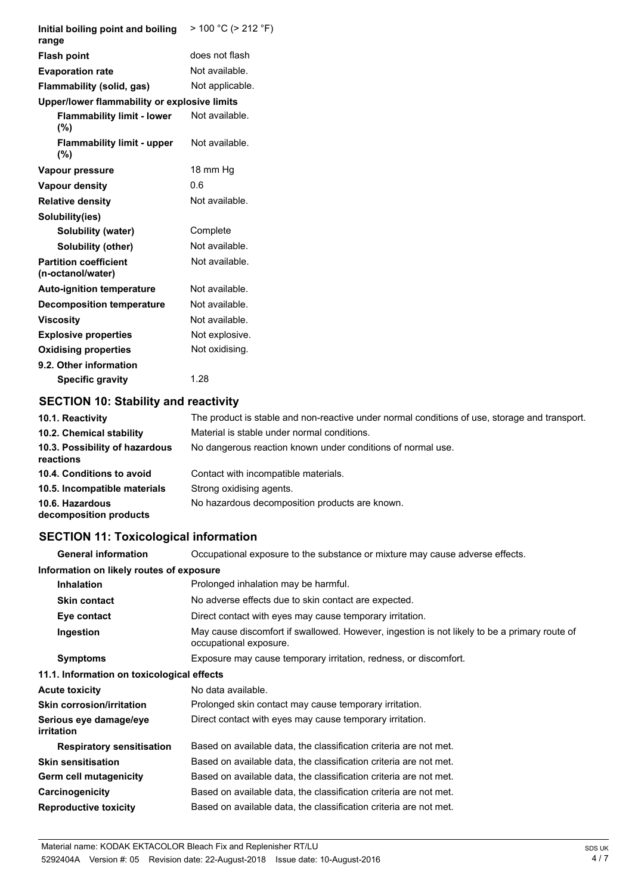| | |
|---|---|
| **Initial boiling point and boiling range** | > 100 °C (> 212 °F) |
| **Flash point** | does not flash |
| **Evaporation rate** | Not available. |
| **Flammability (solid, gas)** | Not applicable. |
| **Upper/lower flammability or explosive limits** | |
| **Flammability limit - lower (%)** | Not available. |
| **Flammability limit - upper (%)** | Not available. |
| **Vapour pressure** | 18 mm Hg |
| **Vapour density** | 0.6 |
| **Relative density** | Not available. |
| **Solubility(ies)** | |
| **Solubility (water)** | Complete |
| **Solubility (other)** | Not available. |
| **Partition coefficient (n-octanol/water)** | Not available. |
| **Auto-ignition temperature** | Not available. |
| **Decomposition temperature** | Not available. |
| **Viscosity** | Not available. |
| **Explosive properties** | Not explosive. |
| **Oxidising properties** | Not oxidising. |
| **9.2. Other information** | |
| **Specific gravity** | 1.28 |

## SECTION 10: Stability and reactivity

| | |
|---|---|
| **10.1. Reactivity** | The product is stable and non-reactive under normal conditions of use, storage and transport. |
| **10.2. Chemical stability** | Material is stable under normal conditions. |
| **10.3. Possibility of hazardous reactions** | No dangerous reaction known under conditions of normal use. |
| **10.4. Conditions to avoid** | Contact with incompatible materials. |
| **10.5. Incompatible materials** | Strong oxidising agents. |
| **10.6. Hazardous decomposition products** | No hazardous decomposition products are known. |

## SECTION 11: Toxicological information

| | |
|---|---|
| **General information** | Occupational exposure to the substance or mixture may cause adverse effects. |
| **Information on likely routes of exposure** | |
| **Inhalation** | Prolonged inhalation may be harmful. |
| **Skin contact** | No adverse effects due to skin contact are expected. |
| **Eye contact** | Direct contact with eyes may cause temporary irritation. |
| **Ingestion** | May cause discomfort if swallowed. However, ingestion is not likely to be a primary route of occupational exposure. |
| **Symptoms** | Exposure may cause temporary irritation, redness, or discomfort. |
| **11.1. Information on toxicological effects** | |
| **Acute toxicity** | No data available. |
| **Skin corrosion/irritation** | Prolonged skin contact may cause temporary irritation. |
| **Serious eye damage/eye irritation** | Direct contact with eyes may cause temporary irritation. |
| **Respiratory sensitisation** | Based on available data, the classification criteria are not met. |
| **Skin sensitisation** | Based on available data, the classification criteria are not met. |
| **Germ cell mutagenicity** | Based on available data, the classification criteria are not met. |
| **Carcinogenicity** | Based on available data, the classification criteria are not met. |
| **Reproductive toxicity** | Based on available data, the classification criteria are not met. |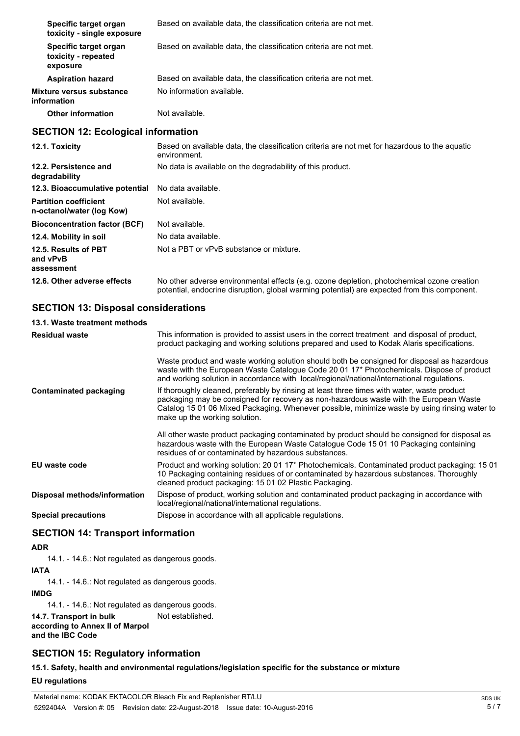| | |
|---|---|
| **Specific target organ toxicity - single exposure** | Based on available data, the classification criteria are not met. |
| **Specific target organ toxicity - repeated exposure** | Based on available data, the classification criteria are not met. |
| **Aspiration hazard** | Based on available data, the classification criteria are not met. |
| **Mixture versus substance information** | No information available. |
| **Other information** | Not available. |

## SECTION 12: Ecological information

| | |
|---|---|
| **12.1. Toxicity** | Based on available data, the classification criteria are not met for hazardous to the aquatic environment. |
| **12.2. Persistence and degradability** | No data is available on the degradability of this product. |
| **12.3. Bioaccumulative potential** | No data available. |
| **Partition coefficient n-octanol/water (log Kow)** | Not available. |
| **Bioconcentration factor (BCF)** | Not available. |
| **12.4. Mobility in soil** | No data available. |
| **12.5. Results of PBT and vPvB assessment** | Not a PBT or vPvB substance or mixture. |
| **12.6. Other adverse effects** | No other adverse environmental effects (e.g. ozone depletion, photochemical ozone creation potential, endocrine disruption, global warming potential) are expected from this component. |

## SECTION 13: Disposal considerations

**13.1. Waste treatment methods**

| | |
|---|---|
| **Residual waste** | This information is provided to assist users in the correct treatment and disposal of product, product packaging and working solutions prepared and used to Kodak Alaris specifications.<br><br>Waste product and waste working solution should both be consigned for disposal as hazardous waste with the European Waste Catalogue Code 20 01 17* Photochemicals. Dispose of product and working solution in accordance with local/regional/national/international regulations. |
| **Contaminated packaging** | If thoroughly cleaned, preferably by rinsing at least three times with water, waste product packaging may be consigned for recovery as non-hazardous waste with the European Waste Catalog 15 01 06 Mixed Packaging. Whenever possible, minimize waste by using rinsing water to make up the working solution.<br><br>All other waste product packaging contaminated by product should be consigned for disposal as hazardous waste with the European Waste Catalogue Code 15 01 10 Packaging containing residues of or contaminated by hazardous substances. |
| **EU waste code** | Product and working solution: 20 01 17* Photochemicals. Contaminated product packaging: 15 01 10 Packaging containing residues of or contaminated by hazardous substances. Thoroughly cleaned product packaging: 15 01 02 Plastic Packaging. |
| **Disposal methods/information** | Dispose of product, working solution and contaminated product packaging in accordance with local/regional/national/international regulations. |
| **Special precautions** | Dispose in accordance with all applicable regulations. |

## SECTION 14: Transport information

**ADR**

14.1. - 14.6.: Not regulated as dangerous goods.

**IATA**

14.1. - 14.6.: Not regulated as dangerous goods.

**IMDG**

14.1. - 14.6.: Not regulated as dangerous goods.

| | |
|---|---|
| **14.7. Transport in bulk according to Annex II of Marpol and the IBC Code** | Not established. |

## SECTION 15: Regulatory information

**15.1. Safety, health and environmental regulations/legislation specific for the substance or mixture**

**EU regulations**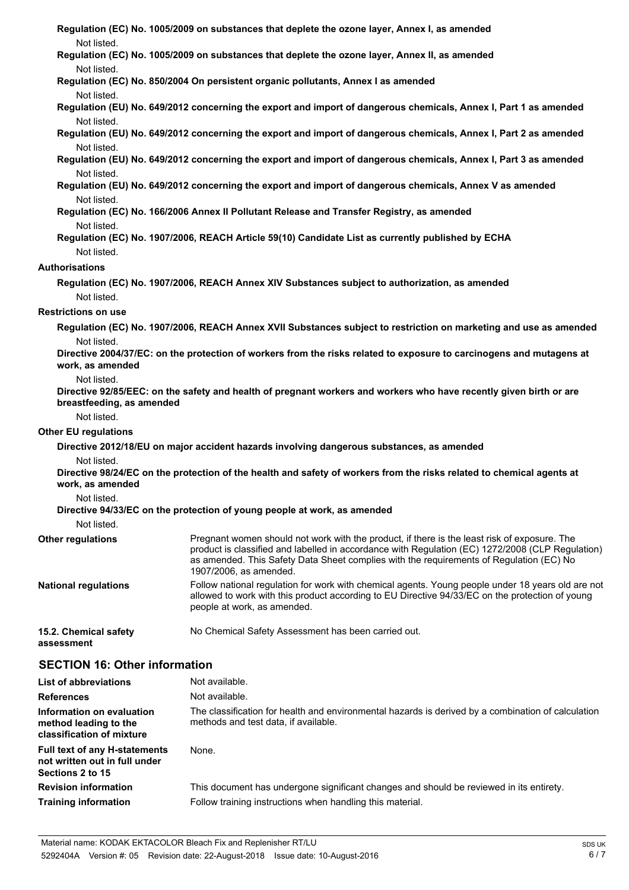**Regulation (EC) No. 1005/2009 on substances that deplete the ozone layer, Annex I, as amended**

Not listed.

**Regulation (EC) No. 1005/2009 on substances that deplete the ozone layer, Annex II, as amended**

Not listed.

**Regulation (EC) No. 850/2004 On persistent organic pollutants, Annex I as amended**

Not listed.

**Regulation (EU) No. 649/2012 concerning the export and import of dangerous chemicals, Annex I, Part 1 as amended**

Not listed.

**Regulation (EU) No. 649/2012 concerning the export and import of dangerous chemicals, Annex I, Part 2 as amended**

Not listed.

**Regulation (EU) No. 649/2012 concerning the export and import of dangerous chemicals, Annex I, Part 3 as amended**

Not listed.

**Regulation (EU) No. 649/2012 concerning the export and import of dangerous chemicals, Annex V as amended**

Not listed.

**Regulation (EC) No. 166/2006 Annex II Pollutant Release and Transfer Registry, as amended**

Not listed.

**Regulation (EC) No. 1907/2006, REACH Article 59(10) Candidate List as currently published by ECHA**

Not listed.

**Authorisations**

**Regulation (EC) No. 1907/2006, REACH Annex XIV Substances subject to authorization, as amended**

Not listed.

**Restrictions on use**

**Regulation (EC) No. 1907/2006, REACH Annex XVII Substances subject to restriction on marketing and use as amended**

Not listed.

**Directive 2004/37/EC: on the protection of workers from the risks related to exposure to carcinogens and mutagens at work, as amended**

Not listed.

**Directive 92/85/EEC: on the safety and health of pregnant workers and workers who have recently given birth or are breastfeeding, as amended**

Not listed.

**Other EU regulations**

**Directive 2012/18/EU on major accident hazards involving dangerous substances, as amended**

Not listed.

**Directive 98/24/EC on the protection of the health and safety of workers from the risks related to chemical agents at work, as amended**

Not listed.

**Directive 94/33/EC on the protection of young people at work, as amended**

Not listed.

**Other regulations** — Pregnant women should not work with the product, if there is the least risk of exposure. The product is classified and labelled in accordance with Regulation (EC) 1272/2008 (CLP Regulation) as amended. This Safety Data Sheet complies with the requirements of Regulation (EC) No 1907/2006, as amended.

**National regulations** — Follow national regulation for work with chemical agents. Young people under 18 years old are not allowed to work with this product according to EU Directive 94/33/EC on the protection of young people at work, as amended.

**15.2. Chemical safety assessment** — No Chemical Safety Assessment has been carried out.

## SECTION 16: Other information

**List of abbreviations** — Not available.

**References** — Not available.

**Information on evaluation method leading to the classification of mixture** — The classification for health and environmental hazards is derived by a combination of calculation methods and test data, if available.

**Full text of any H-statements not written out in full under Sections 2 to 15** — None.

**Revision information** — This document has undergone significant changes and should be reviewed in its entirety.

**Training information** — Follow training instructions when handling this material.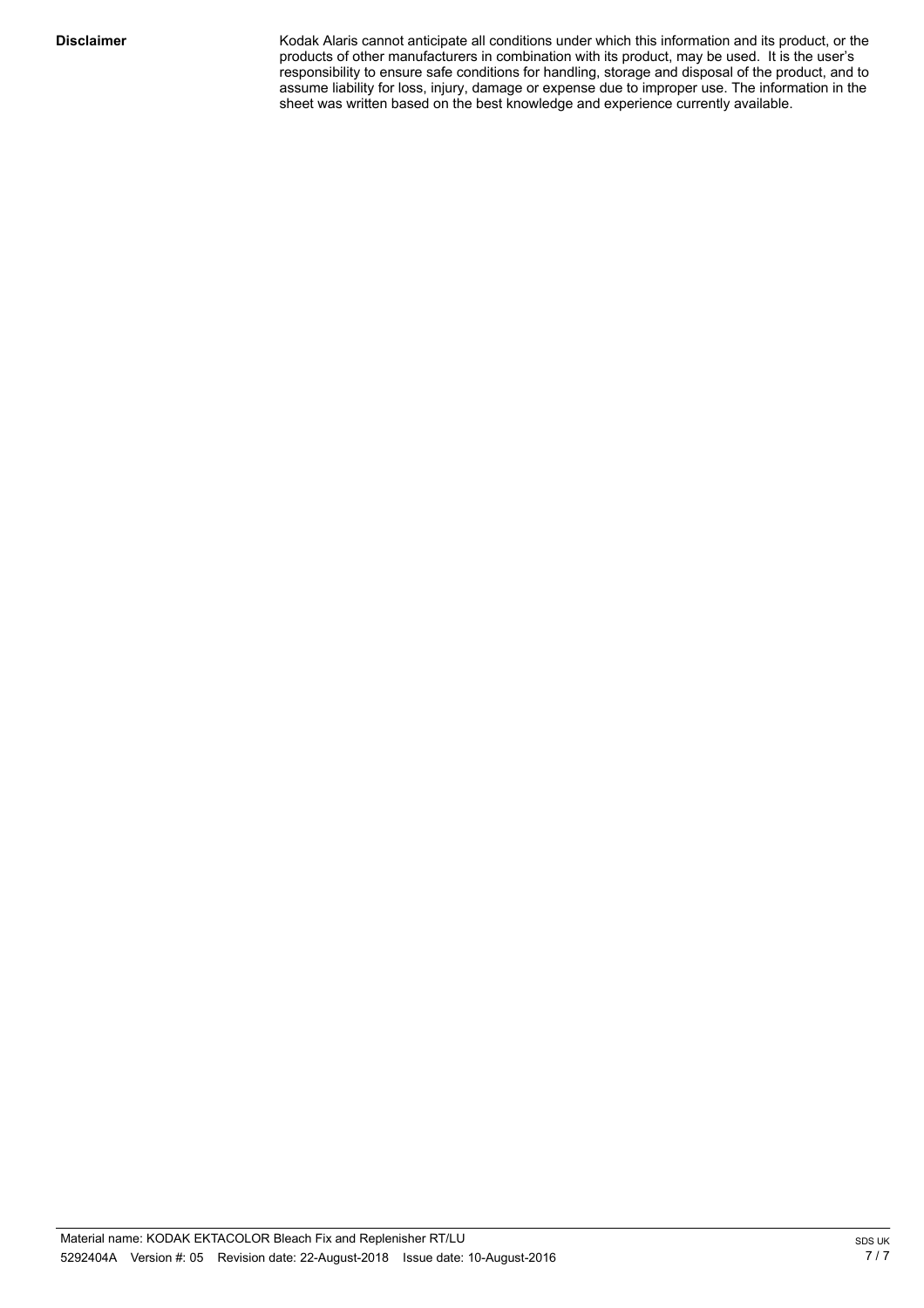**Disclaimer**

Kodak Alaris cannot anticipate all conditions under which this information and its product, or the products of other manufacturers in combination with its product, may be used. It is the user's responsibility to ensure safe conditions for handling, storage and disposal of the product, and to assume liability for loss, injury, damage or expense due to improper use. The information in the sheet was written based on the best knowledge and experience currently available.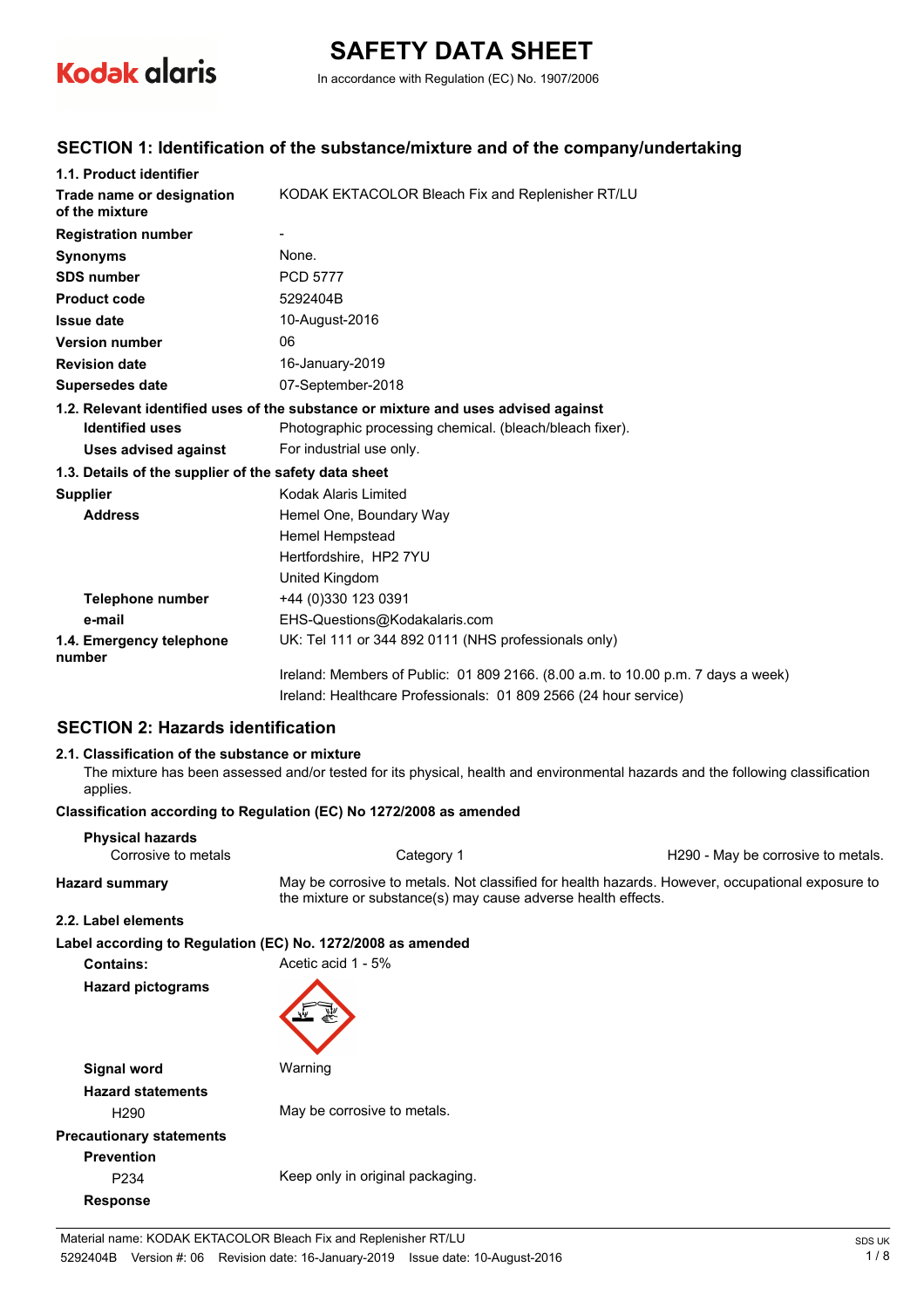**Kodak alaris**

# SAFETY DATA SHEET

In accordance with Regulation (EC) No. 1907/2006

## SECTION 1: Identification of the substance/mixture and of the company/undertaking

### 1.1. Product identifier

| | |
|---|---|
| **Trade name or designation of the mixture** | KODAK EKTACOLOR Bleach Fix and Replenisher RT/LU |
| **Registration number** | - |
| **Synonyms** | None. |
| **SDS number** | PCD 5777 |
| **Product code** | 5292404B |
| **Issue date** | 10-August-2016 |
| **Version number** | 06 |
| **Revision date** | 16-January-2019 |
| **Supersedes date** | 07-September-2018 |

### 1.2. Relevant identified uses of the substance or mixture and uses advised against

| | |
|---|---|
| **Identified uses** | Photographic processing chemical. (bleach/bleach fixer). |
| **Uses advised against** | For industrial use only. |

### 1.3. Details of the supplier of the safety data sheet

| | |
|---|---|
| **Supplier** | Kodak Alaris Limited |
| **Address** | Hemel One, Boundary Way<br>Hemel Hempstead<br>Hertfordshire, HP2 7YU<br>United Kingdom |
| **Telephone number** | +44 (0)330 123 0391 |
| **e-mail** | EHS-Questions@Kodakalaris.com |
| **1.4. Emergency telephone number** | UK: Tel 111 or 344 892 0111 (NHS professionals only)<br>Ireland: Members of Public: 01 809 2166. (8.00 a.m. to 10.00 p.m. 7 days a week)<br>Ireland: Healthcare Professionals: 01 809 2566 (24 hour service) |

## SECTION 2: Hazards identification

### 2.1. Classification of the substance or mixture

The mixture has been assessed and/or tested for its physical, health and environmental hazards and the following classification applies.

**Classification according to Regulation (EC) No 1272/2008 as amended**

**Physical hazards**

| | | |
|---|---|---|
| Corrosive to metals | Category 1 | H290 - May be corrosive to metals. |

**Hazard summary** May be corrosive to metals. Not classified for health hazards. However, occupational exposure to the mixture or substance(s) may cause adverse health effects.

### 2.2. Label elements

**Label according to Regulation (EC) No. 1272/2008 as amended**

**Contains:** Acetic acid 1 - 5%

**Hazard pictograms**

**Signal word** Warning

**Hazard statements**

H290 May be corrosive to metals.

**Precautionary statements**

**Prevention**

P234 Keep only in original packaging.

**Response**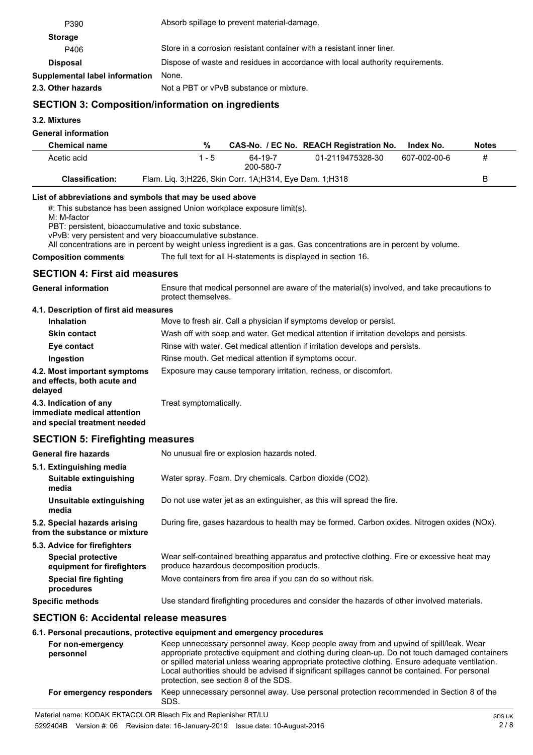| | |
|---|---|
| P390 | Absorb spillage to prevent material-damage. |
| **Storage** | |
| P406 | Store in a corrosion resistant container with a resistant inner liner. |
| **Disposal** | Dispose of waste and residues in accordance with local authority requirements. |
| **Supplemental label information** | None. |
| **2.3. Other hazards** | Not a PBT or vPvB substance or mixture. |

## SECTION 3: Composition/information on ingredients

### 3.2. Mixtures

**General information**

| Chemical name | % | CAS-No. / EC No. | REACH Registration No. | Index No. | Notes |
|---|---|---|---|---|---|
| Acetic acid | 1 - 5 | 64-19-7 200-580-7 | 01-2119475328-30 | 607-002-00-6 | # |
| **Classification:** | Flam. Liq. 3;H226, Skin Corr. 1A;H314, Eye Dam. 1;H318 | | | | B |

**List of abbreviations and symbols that may be used above**

#: This substance has been assigned Union workplace exposure limit(s).
M: M-factor
PBT: persistent, bioaccumulative and toxic substance.
vPvB: very persistent and very bioaccumulative substance.
All concentrations are in percent by weight unless ingredient is a gas. Gas concentrations are in percent by volume.

**Composition comments** The full text for all H-statements is displayed in section 16.

## SECTION 4: First aid measures

**General information** Ensure that medical personnel are aware of the material(s) involved, and take precautions to protect themselves.

**4.1. Description of first aid measures**

| | |
|---|---|
| **Inhalation** | Move to fresh air. Call a physician if symptoms develop or persist. |
| **Skin contact** | Wash off with soap and water. Get medical attention if irritation develops and persists. |
| **Eye contact** | Rinse with water. Get medical attention if irritation develops and persists. |
| **Ingestion** | Rinse mouth. Get medical attention if symptoms occur. |
| **4.2. Most important symptoms and effects, both acute and delayed** | Exposure may cause temporary irritation, redness, or discomfort. |
| **4.3. Indication of any immediate medical attention and special treatment needed** | Treat symptomatically. |

## SECTION 5: Firefighting measures

| | |
|---|---|
| **General fire hazards** | No unusual fire or explosion hazards noted. |
| **5.1. Extinguishing media** | |
| **Suitable extinguishing media** | Water spray. Foam. Dry chemicals. Carbon dioxide ($CO_2$). |
| **Unsuitable extinguishing media** | Do not use water jet as an extinguisher, as this will spread the fire. |
| **5.2. Special hazards arising from the substance or mixture** | During fire, gases hazardous to health may be formed. Carbon oxides. Nitrogen oxides (NOx). |
| **5.3. Advice for firefighters** | |
| **Special protective equipment for firefighters** | Wear self-contained breathing apparatus and protective clothing. Fire or excessive heat may produce hazardous decomposition products. |
| **Special fire fighting procedures** | Move containers from fire area if you can do so without risk. |
| **Specific methods** | Use standard firefighting procedures and consider the hazards of other involved materials. |

## SECTION 6: Accidental release measures

**6.1. Personal precautions, protective equipment and emergency procedures**

| | |
|---|---|
| **For non-emergency personnel** | Keep unnecessary personnel away. Keep people away from and upwind of spill/leak. Wear appropriate protective equipment and clothing during clean-up. Do not touch damaged containers or spilled material unless wearing appropriate protective clothing. Ensure adequate ventilation. Local authorities should be advised if significant spillages cannot be contained. For personal protection, see section 8 of the SDS. |
| **For emergency responders** | Keep unnecessary personnel away. Use personal protection recommended in Section 8 of the SDS. |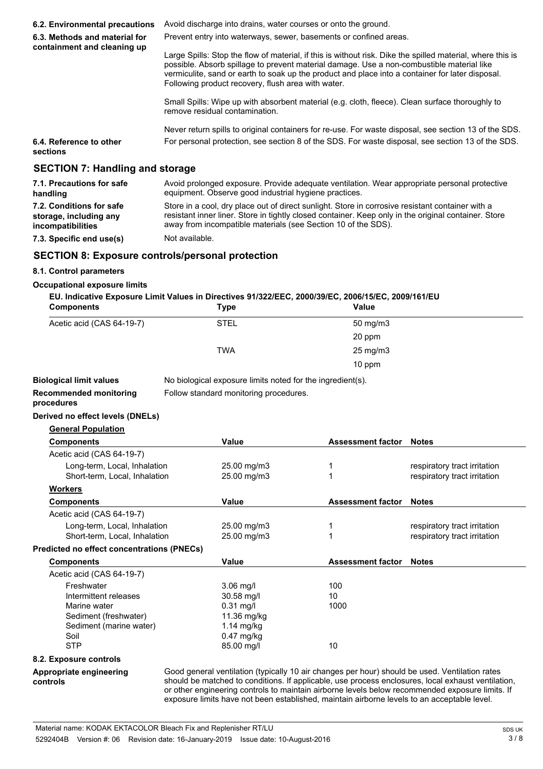| | |
|---|---|
| **6.2. Environmental precautions** | Avoid discharge into drains, water courses or onto the ground. |
| **6.3. Methods and material for containment and cleaning up** | Prevent entry into waterways, sewer, basements or confined areas.<br><br>Large Spills: Stop the flow of material, if this is without risk. Dike the spilled material, where this is possible. Absorb spillage to prevent material damage. Use a non-combustible material like vermiculite, sand or earth to soak up the product and place into a container for later disposal. Following product recovery, flush area with water.<br><br>Small Spills: Wipe up with absorbent material (e.g. cloth, fleece). Clean surface thoroughly to remove residual contamination.<br><br>Never return spills to original containers for re-use. For waste disposal, see section 13 of the SDS. |
| **6.4. Reference to other sections** | For personal protection, see section 8 of the SDS. For waste disposal, see section 13 of the SDS. |

## SECTION 7: Handling and storage

| | |
|---|---|
| **7.1. Precautions for safe handling** | Avoid prolonged exposure. Provide adequate ventilation. Wear appropriate personal protective equipment. Observe good industrial hygiene practices. |
| **7.2. Conditions for safe storage, including any incompatibilities** | Store in a cool, dry place out of direct sunlight. Store in corrosive resistant container with a resistant inner liner. Store in tightly closed container. Keep only in the original container. Store away from incompatible materials (see Section 10 of the SDS). |
| **7.3. Specific end use(s)** | Not available. |

## SECTION 8: Exposure controls/personal protection

**8.1. Control parameters**

**Occupational exposure limits**

**EU. Indicative Exposure Limit Values in Directives 91/322/EEC, 2000/39/EC, 2006/15/EC, 2009/161/EU**

| Components | Type | Value |
|---|---|---|
| Acetic acid (CAS 64-19-7) | STEL | 50 mg/m3 |
| | | 20 ppm |
| | TWA | 25 mg/m3 |
| | | 10 ppm |

| | |
|---|---|
| **Biological limit values** | No biological exposure limits noted for the ingredient(s). |
| **Recommended monitoring procedures** | Follow standard monitoring procedures. |

**Derived no effect levels (DNELs)**

**General Population**

| Components | Value | Assessment factor | Notes |
|---|---|---|---|
| Acetic acid (CAS 64-19-7) | | | |
| Long-term, Local, Inhalation | 25.00 mg/m3 | 1 | respiratory tract irritation |
| Short-term, Local, Inhalation | 25.00 mg/m3 | 1 | respiratory tract irritation |

**Workers**

| Components | Value | Assessment factor | Notes |
|---|---|---|---|
| Acetic acid (CAS 64-19-7) | | | |
| Long-term, Local, Inhalation | 25.00 mg/m3 | 1 | respiratory tract irritation |
| Short-term, Local, Inhalation | 25.00 mg/m3 | 1 | respiratory tract irritation |

**Predicted no effect concentrations (PNECs)**

| Components | Value | Assessment factor | Notes |
|---|---|---|---|
| Acetic acid (CAS 64-19-7) | | | |
| Freshwater | 3.06 mg/l | 100 | |
| Intermittent releases | 30.58 mg/l | 10 | |
| Marine water | 0.31 mg/l | 1000 | |
| Sediment (freshwater) | 11.36 mg/kg | | |
| Sediment (marine water) | 1.14 mg/kg | | |
| Soil | 0.47 mg/kg | | |
| STP | 85.00 mg/l | 10 | |

**8.2. Exposure controls**

| | |
|---|---|
| **Appropriate engineering controls** | Good general ventilation (typically 10 air changes per hour) should be used. Ventilation rates should be matched to conditions. If applicable, use process enclosures, local exhaust ventilation, or other engineering controls to maintain airborne levels below recommended exposure limits. If exposure limits have not been established, maintain airborne levels to an acceptable level. |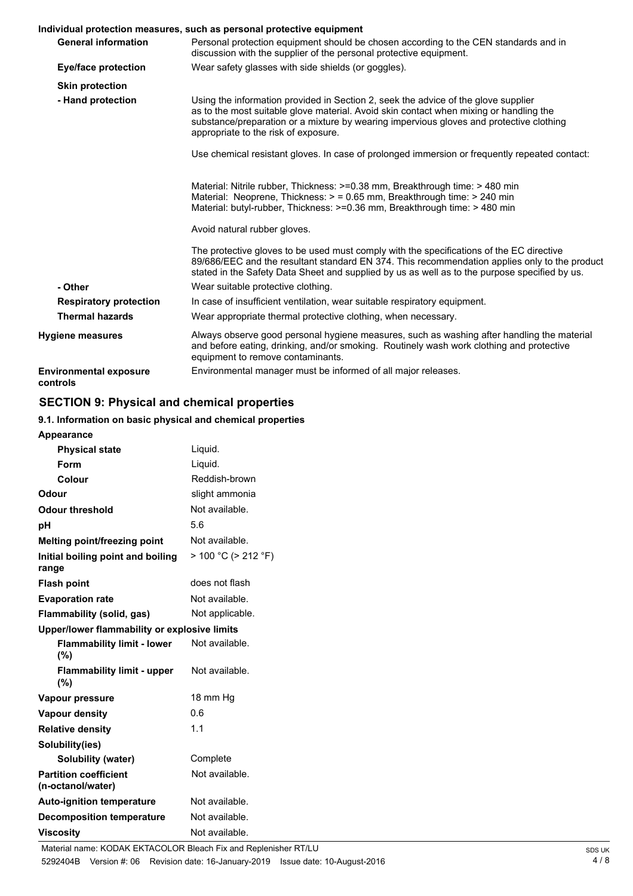**Individual protection measures, such as personal protective equipment**

| | |
|---|---|
| **General information** | Personal protection equipment should be chosen according to the CEN standards and in discussion with the supplier of the personal protective equipment. |
| **Eye/face protection** | Wear safety glasses with side shields (or goggles). |
| **Skin protection** | |
| **- Hand protection** | Using the information provided in Section 2, seek the advice of the glove supplier as to the most suitable glove material. Avoid skin contact when mixing or handling the substance/preparation or a mixture by wearing impervious gloves and protective clothing appropriate to the risk of exposure.<br><br>Use chemical resistant gloves. In case of prolonged immersion or frequently repeated contact:<br><br>Material: Nitrile rubber, Thickness: >=0.38 mm, Breakthrough time: > 480 min<br>Material: Neoprene, Thickness: > = 0.65 mm, Breakthrough time: > 240 min<br>Material: butyl-rubber, Thickness: >=0.36 mm, Breakthrough time: > 480 min<br><br>Avoid natural rubber gloves.<br><br>The protective gloves to be used must comply with the specifications of the EC directive 89/686/EEC and the resultant standard EN 374. This recommendation applies only to the product stated in the Safety Data Sheet and supplied by us as well as to the purpose specified by us. |
| **- Other** | Wear suitable protective clothing. |
| **Respiratory protection** | In case of insufficient ventilation, wear suitable respiratory equipment. |
| **Thermal hazards** | Wear appropriate thermal protective clothing, when necessary. |
| **Hygiene measures** | Always observe good personal hygiene measures, such as washing after handling the material and before eating, drinking, and/or smoking. Routinely wash work clothing and protective equipment to remove contaminants. |
| **Environmental exposure controls** | Environmental manager must be informed of all major releases. |

## SECTION 9: Physical and chemical properties

### 9.1. Information on basic physical and chemical properties

| | |
|---|---|
| **Appearance** | |
| **Physical state** | Liquid. |
| **Form** | Liquid. |
| **Colour** | Reddish-brown |
| **Odour** | slight ammonia |
| **Odour threshold** | Not available. |
| **pH** | 5.6 |
| **Melting point/freezing point** | Not available. |
| **Initial boiling point and boiling range** | > 100 °C (> 212 °F) |
| **Flash point** | does not flash |
| **Evaporation rate** | Not available. |
| **Flammability (solid, gas)** | Not applicable. |
| **Upper/lower flammability or explosive limits** | |
| **Flammability limit - lower (%)** | Not available. |
| **Flammability limit - upper (%)** | Not available. |
| **Vapour pressure** | 18 mm Hg |
| **Vapour density** | 0.6 |
| **Relative density** | 1.1 |
| **Solubility(ies)** | |
| **Solubility (water)** | Complete |
| **Partition coefficient (n-octanol/water)** | Not available. |
| **Auto-ignition temperature** | Not available. |
| **Decomposition temperature** | Not available. |
| **Viscosity** | Not available. |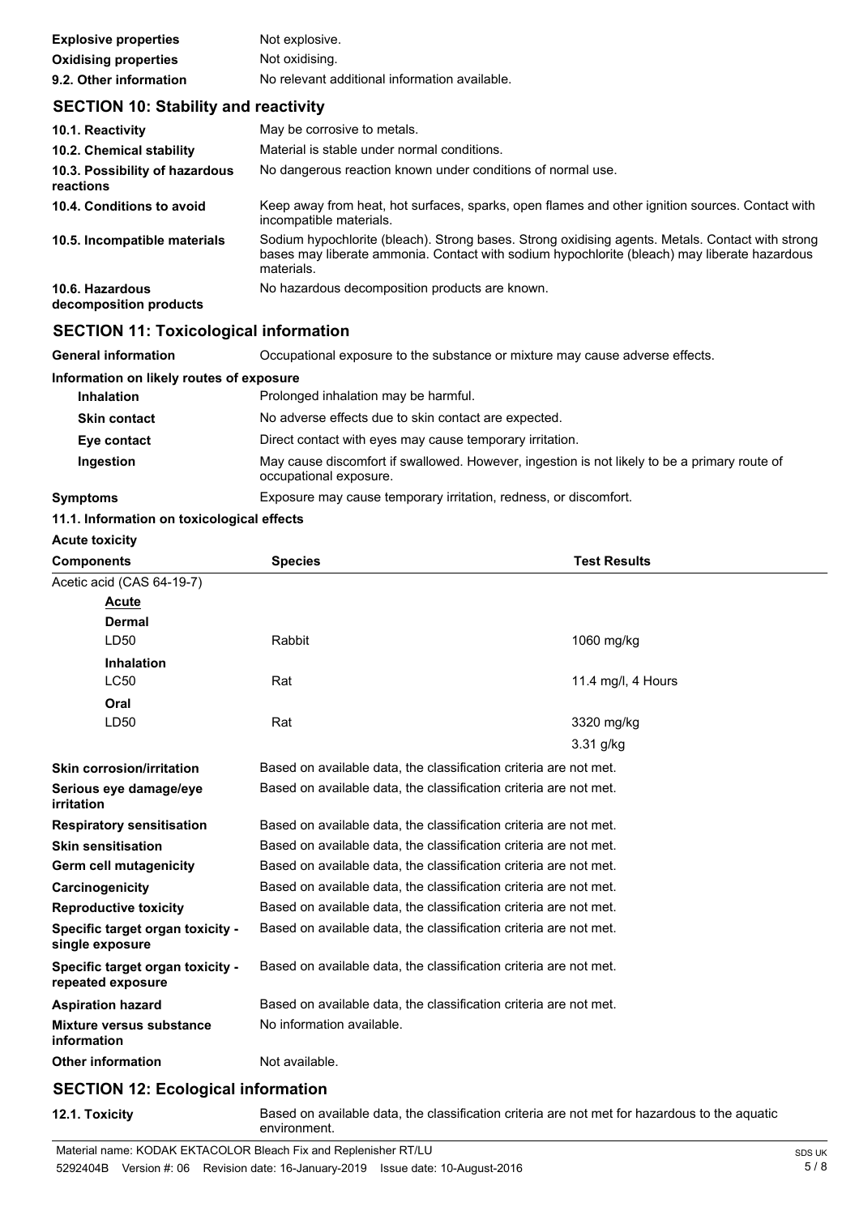| | |
|---|---|
| **Explosive properties** | Not explosive. |
| **Oxidising properties** | Not oxidising. |
| **9.2. Other information** | No relevant additional information available. |

## SECTION 10: Stability and reactivity

| | |
|---|---|
| **10.1. Reactivity** | May be corrosive to metals. |
| **10.2. Chemical stability** | Material is stable under normal conditions. |
| **10.3. Possibility of hazardous reactions** | No dangerous reaction known under conditions of normal use. |
| **10.4. Conditions to avoid** | Keep away from heat, hot surfaces, sparks, open flames and other ignition sources. Contact with incompatible materials. |
| **10.5. Incompatible materials** | Sodium hypochlorite (bleach). Strong bases. Strong oxidising agents. Metals. Contact with strong bases may liberate ammonia. Contact with sodium hypochlorite (bleach) may liberate hazardous materials. |
| **10.6. Hazardous decomposition products** | No hazardous decomposition products are known. |

## SECTION 11: Toxicological information

| | |
|---|---|
| **General information** | Occupational exposure to the substance or mixture may cause adverse effects. |

**Information on likely routes of exposure**

| | |
|---|---|
| **Inhalation** | Prolonged inhalation may be harmful. |
| **Skin contact** | No adverse effects due to skin contact are expected. |
| **Eye contact** | Direct contact with eyes may cause temporary irritation. |
| **Ingestion** | May cause discomfort if swallowed. However, ingestion is not likely to be a primary route of occupational exposure. |
| **Symptoms** | Exposure may cause temporary irritation, redness, or discomfort. |

**11.1. Information on toxicological effects**

**Acute toxicity**

| Components | Species | Test Results |
|---|---|---|
| Acetic acid (CAS 64-19-7) | | |
| **Acute** | | |
| **Dermal** | | |
| LD50 | Rabbit | 1060 mg/kg |
| **Inhalation** | | |
| LC50 | Rat | 11.4 mg/l, 4 Hours |
| **Oral** | | |
| LD50 | Rat | 3320 mg/kg |
| | | 3.31 g/kg |

| | |
|---|---|
| **Skin corrosion/irritation** | Based on available data, the classification criteria are not met. |
| **Serious eye damage/eye irritation** | Based on available data, the classification criteria are not met. |
| **Respiratory sensitisation** | Based on available data, the classification criteria are not met. |
| **Skin sensitisation** | Based on available data, the classification criteria are not met. |
| **Germ cell mutagenicity** | Based on available data, the classification criteria are not met. |
| **Carcinogenicity** | Based on available data, the classification criteria are not met. |
| **Reproductive toxicity** | Based on available data, the classification criteria are not met. |
| **Specific target organ toxicity - single exposure** | Based on available data, the classification criteria are not met. |
| **Specific target organ toxicity - repeated exposure** | Based on available data, the classification criteria are not met. |
| **Aspiration hazard** | Based on available data, the classification criteria are not met. |
| **Mixture versus substance information** | No information available. |
| **Other information** | Not available. |

## SECTION 12: Ecological information

| | |
|---|---|
| **12.1. Toxicity** | Based on available data, the classification criteria are not met for hazardous to the aquatic environment. |

Material name: KODAK EKTACOLOR Bleach Fix and Replenisher RT/LU

5292404B Version #: 06 Revision date: 16-January-2019 Issue date: 10-August-2016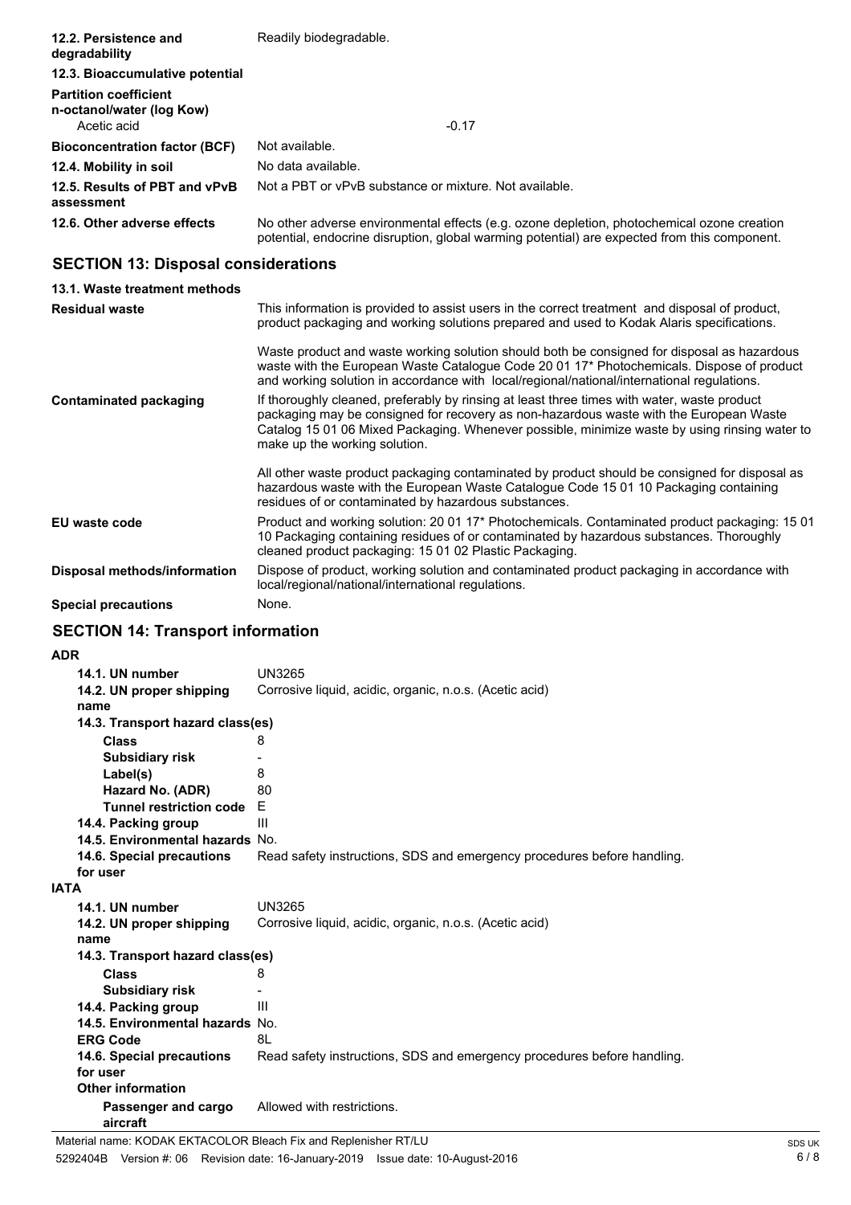| | |
|---|---|
| **12.2. Persistence and degradability** | Readily biodegradable. |
| **12.3. Bioaccumulative potential** | |
| **Partition coefficient n-octanol/water (log Kow)** | |
| Acetic acid | -0.17 |
| **Bioconcentration factor (BCF)** | Not available. |
| **12.4. Mobility in soil** | No data available. |
| **12.5. Results of PBT and vPvB assessment** | Not a PBT or vPvB substance or mixture. Not available. |
| **12.6. Other adverse effects** | No other adverse environmental effects (e.g. ozone depletion, photochemical ozone creation potential, endocrine disruption, global warming potential) are expected from this component. |

## SECTION 13: Disposal considerations

**13.1. Waste treatment methods**

| | |
|---|---|
| **Residual waste** | This information is provided to assist users in the correct treatment and disposal of product, product packaging and working solutions prepared and used to Kodak Alaris specifications.<br><br>Waste product and waste working solution should both be consigned for disposal as hazardous waste with the European Waste Catalogue Code 20 01 17* Photochemicals. Dispose of product and working solution in accordance with local/regional/national/international regulations. |
| **Contaminated packaging** | If thoroughly cleaned, preferably by rinsing at least three times with water, waste product packaging may be consigned for recovery as non-hazardous waste with the European Waste Catalog 15 01 06 Mixed Packaging. Whenever possible, minimize waste by using rinsing water to make up the working solution.<br><br>All other waste product packaging contaminated by product should be consigned for disposal as hazardous waste with the European Waste Catalogue Code 15 01 10 Packaging containing residues of or contaminated by hazardous substances. |
| **EU waste code** | Product and working solution: 20 01 17* Photochemicals. Contaminated product packaging: 15 01 10 Packaging containing residues of or contaminated by hazardous substances. Thoroughly cleaned product packaging: 15 01 02 Plastic Packaging. |
| **Disposal methods/information** | Dispose of product, working solution and contaminated product packaging in accordance with local/regional/national/international regulations. |
| **Special precautions** | None. |

## SECTION 14: Transport information

**ADR**

| | |
|---|---|
| **14.1. UN number** | UN3265 |
| **14.2. UN proper shipping name** | Corrosive liquid, acidic, organic, n.o.s. (Acetic acid) |
| **14.3. Transport hazard class(es)** | |
| **Class** | 8 |
| **Subsidiary risk** | - |
| **Label(s)** | 8 |
| **Hazard No. (ADR)** | 80 |
| **Tunnel restriction code** | E |
| **14.4. Packing group** | III |
| **14.5. Environmental hazards** | No. |
| **14.6. Special precautions for user** | Read safety instructions, SDS and emergency procedures before handling. |

**IATA**

| | |
|---|---|
| **14.1. UN number** | UN3265 |
| **14.2. UN proper shipping name** | Corrosive liquid, acidic, organic, n.o.s. (Acetic acid) |
| **14.3. Transport hazard class(es)** | |
| **Class** | 8 |
| **Subsidiary risk** | - |
| **14.4. Packing group** | III |
| **14.5. Environmental hazards** | No. |
| **ERG Code** | 8L |
| **14.6. Special precautions for user** | Read safety instructions, SDS and emergency procedures before handling. |
| **Other information** | |
| **Passenger and cargo aircraft** | Allowed with restrictions. |

Material name: KODAK EKTACOLOR Bleach Fix and Replenisher RT/LU

5292404B Version #: 06 Revision date: 16-January-2019 Issue date: 10-August-2016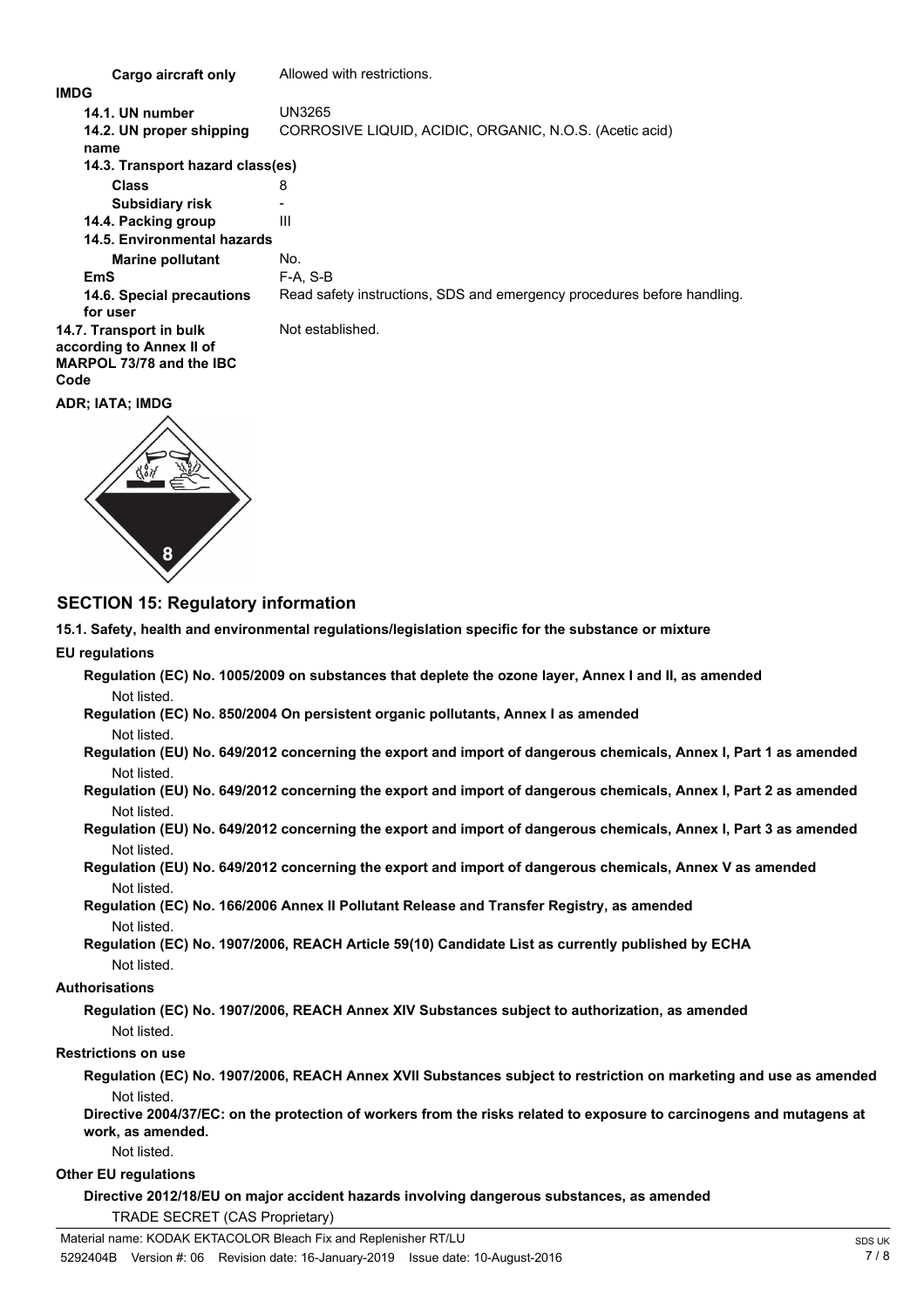| | |
|---|---|
| **Cargo aircraft only** | Allowed with restrictions. |

**IMDG**

| | |
|---|---|
| **14.1. UN number** | UN3265 |
| **14.2. UN proper shipping name** | CORROSIVE LIQUID, ACIDIC, ORGANIC, N.O.S. (Acetic acid) |
| **14.3. Transport hazard class(es)** | |
| **Class** | 8 |
| **Subsidiary risk** | - |
| **14.4. Packing group** | III |
| **14.5. Environmental hazards** | |
| **Marine pollutant** | No. |
| **EmS** | F-A, S-B |
| **14.6. Special precautions for user** | Read safety instructions, SDS and emergency procedures before handling. |
| **14.7. Transport in bulk according to Annex II of MARPOL 73/78 and the IBC Code** | Not established. |

**ADR; IATA; IMDG**

## SECTION 15: Regulatory information

**15.1. Safety, health and environmental regulations/legislation specific for the substance or mixture**

**EU regulations**

**Regulation (EC) No. 1005/2009 on substances that deplete the ozone layer, Annex I and II, as amended**
Not listed.

**Regulation (EC) No. 850/2004 On persistent organic pollutants, Annex I as amended**
Not listed.

**Regulation (EU) No. 649/2012 concerning the export and import of dangerous chemicals, Annex I, Part 1 as amended**
Not listed.

**Regulation (EU) No. 649/2012 concerning the export and import of dangerous chemicals, Annex I, Part 2 as amended**
Not listed.

**Regulation (EU) No. 649/2012 concerning the export and import of dangerous chemicals, Annex I, Part 3 as amended**
Not listed.

**Regulation (EU) No. 649/2012 concerning the export and import of dangerous chemicals, Annex V as amended**
Not listed.

**Regulation (EC) No. 166/2006 Annex II Pollutant Release and Transfer Registry, as amended**
Not listed.

**Regulation (EC) No. 1907/2006, REACH Article 59(10) Candidate List as currently published by ECHA**
Not listed.

**Authorisations**

**Regulation (EC) No. 1907/2006, REACH Annex XIV Substances subject to authorization, as amended**
Not listed.

**Restrictions on use**

**Regulation (EC) No. 1907/2006, REACH Annex XVII Substances subject to restriction on marketing and use as amended**
Not listed.

**Directive 2004/37/EC: on the protection of workers from the risks related to exposure to carcinogens and mutagens at work, as amended.**
Not listed.

**Other EU regulations**

**Directive 2012/18/EU on major accident hazards involving dangerous substances, as amended**
TRADE SECRET (CAS Proprietary)

Material name: KODAK EKTACOLOR Bleach Fix and Replenisher RT/LU
5292404B Version #: 06 Revision date: 16-January-2019 Issue date: 10-August-2016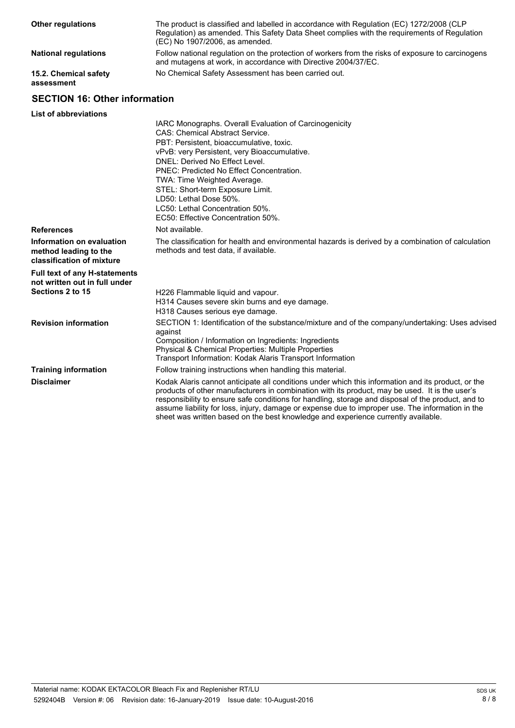**Other regulations** The product is classified and labelled in accordance with Regulation (EC) 1272/2008 (CLP Regulation) as amended. This Safety Data Sheet complies with the requirements of Regulation (EC) No 1907/2006, as amended.

**National regulations** Follow national regulation on the protection of workers from the risks of exposure to carcinogens and mutagens at work, in accordance with Directive 2004/37/EC.

**15.2. Chemical safety assessment** No Chemical Safety Assessment has been carried out.

## SECTION 16: Other information

**List of abbreviations**

IARC Monographs. Overall Evaluation of Carcinogenicity
CAS: Chemical Abstract Service.
PBT: Persistent, bioaccumulative, toxic.
vPvB: very Persistent, very Bioaccumulative.
DNEL: Derived No Effect Level.
PNEC: Predicted No Effect Concentration.
TWA: Time Weighted Average.
STEL: Short-term Exposure Limit.
LD50: Lethal Dose 50%.
LC50: Lethal Concentration 50%.
EC50: Effective Concentration 50%.

**References** Not available.

**Information on evaluation method leading to the classification of mixture** The classification for health and environmental hazards is derived by a combination of calculation methods and test data, if available.

**Full text of any H-statements not written out in full under Sections 2 to 15**

H226 Flammable liquid and vapour.
H314 Causes severe skin burns and eye damage.
H318 Causes serious eye damage.

**Revision information**

SECTION 1: Identification of the substance/mixture and of the company/undertaking: Uses advised against
Composition / Information on Ingredients: Ingredients
Physical & Chemical Properties: Multiple Properties
Transport Information: Kodak Alaris Transport Information

**Training information** Follow training instructions when handling this material.

**Disclaimer** Kodak Alaris cannot anticipate all conditions under which this information and its product, or the products of other manufacturers in combination with its product, may be used. It is the user's responsibility to ensure safe conditions for handling, storage and disposal of the product, and to assume liability for loss, injury, damage or expense due to improper use. The information in the sheet was written based on the best knowledge and experience currently available.